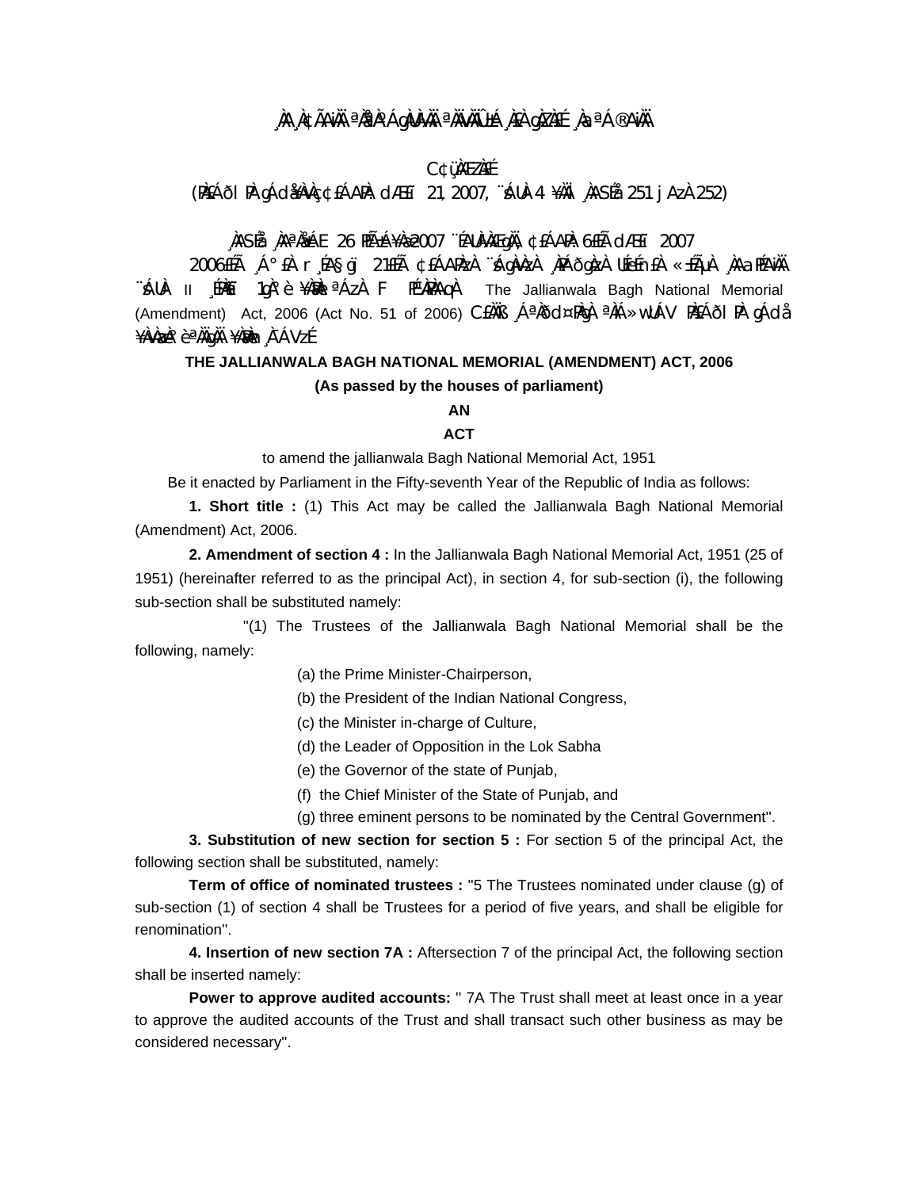¸ÀA¸À¢ÃAiÀÄ ªÀåªÀºÁgÀUÀ¼ÀÄ ªÀÄvÀÄÛ ±Á¸À£À gÀZÀ£É ¸ÀaªÁ®AiÀÄ

C¢ü¸ÀÆZÀ£É

(PÀ£ÁðlPÀ gÁdå¥ÀvÀæ ¢£ÁAPÀ: dÆ£ï 21, 2007, ¨sÁUÀ 4 ¥ÀÄl ¸ÀASÉå 251 jAzÀ 252)

¸ÀASÉå ¸ÀAªÀå±ÁE 26 PÉÃAzÀæ 2007 ¨ÉAUÀ¼ÀÆgÀÄ, ¢£ÁAPÀ 6£Éà dÆ£ï 2007

2006£Éà ¸Á°£À r¸ÉA§gï 21£Éà ¢£ÁAPÀzÀ ¨sÁgÀvÀzÀ ¸ÀPÁðgÀzÀ UÉeÉmï£À «±ÉõÀ ¸ÀAaPÉAiÀÄ ¨sÁUÀ II ¸ÉPÀë£ï 1gÀ°è ¥ÀæPÀluÀªÁzÀ F PÉ¼ÀPÀAqÀ The Jallianwala Bagh National Memorial (Amendment) Act, 2006 (Act No. 51 of 2006) CzÀ£ÀÄß ¸ÁªÀðd¤PÀgÀ ªÀiÁ»wUÁV PÀ£ÁðlPÀ gÁdå ¥ÀvÀæzÀ°è ªÀÄgÀÄ ¥ÀæPÀn¸À¯ÁVzÉ.

**THE JALLIANWALA BAGH NATIONAL MEMORIAL (AMENDMENT) ACT, 2006**

**(As passed by the houses of parliament)**

**AN**

**ACT**

to amend the jallianwala Bagh National Memorial Act, 1951

Be it enacted by Parliament in the Fifty-seventh Year of the Republic of India as follows:

**1. Short title :** (1) This Act may be called the Jallianwala Bagh National Memorial (Amendment) Act, 2006.

**2. Amendment of section 4 :** In the Jallianwala Bagh National Memorial Act, 1951 (25 of 1951) (hereinafter referred to as the principal Act), in section 4, for sub-section (i), the following sub-section shall be substituted namely:

"(1) The Trustees of the Jallianwala Bagh National Memorial shall be the following, namely:

(a) the Prime Minister-Chairperson,

(b) the President of the Indian National Congress,

(c) the Minister in-charge of Culture,

(d) the Leader of Opposition in the Lok Sabha

(e) the Governor of the state of Punjab,

(f) the Chief Minister of the State of Punjab, and

(g) three eminent persons to be nominated by the Central Government".

**3. Substitution of new section for section 5 :** For section 5 of the principal Act, the following section shall be substituted, namely:

**Term of office of nominated trustees :** "5 The Trustees nominated under clause (g) of sub-section (1) of section 4 shall be Trustees for a period of five years, and shall be eligible for renomination".

**4. Insertion of new section 7A :** Aftersection 7 of the principal Act, the following section shall be inserted namely:

**Power to approve audited accounts:** " 7A The Trust shall meet at least once in a year to approve the audited accounts of the Trust and shall transact such other business as may be considered necessary".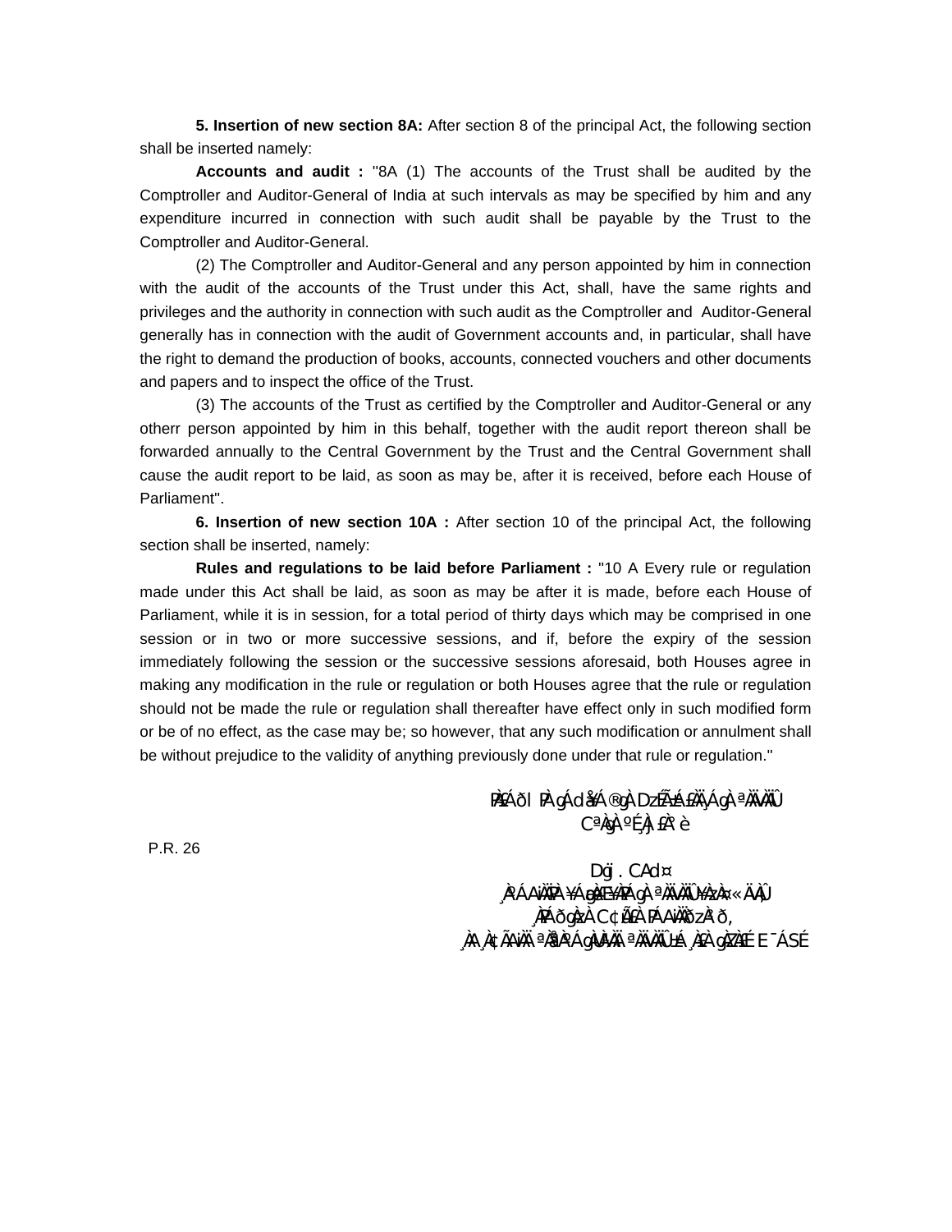**5. Insertion of new section 8A:** After section 8 of the principal Act, the following section shall be inserted namely:

**Accounts and audit :** "8A (1) The accounts of the Trust shall be audited by the Comptroller and Auditor-General of India at such intervals as may be specified by him and any expenditure incurred in connection with such audit shall be payable by the Trust to the Comptroller and Auditor-General.

(2) The Comptroller and Auditor-General and any person appointed by him in connection with the audit of the accounts of the Trust under this Act, shall, have the same rights and privileges and the authority in connection with such audit as the Comptroller and Auditor-General generally has in connection with the audit of Government accounts and, in particular, shall have the right to demand the production of books, accounts, connected vouchers and other documents and papers and to inspect the office of the Trust.

(3) The accounts of the Trust as certified by the Comptroller and Auditor-General or any otherr person appointed by him in this behalf, together with the audit report thereon shall be forwarded annually to the Central Government by the Trust and the Central Government shall cause the audit report to be laid, as soon as may be, after it is received, before each House of Parliament".

**6. Insertion of new section 10A :** After section 10 of the principal Act, the following section shall be inserted, namely:

**Rules and regulations to be laid before Parliament :** "10 A Every rule or regulation made under this Act shall be laid, as soon as may be after it is made, before each House of Parliament, while it is in session, for a total period of thirty days which may be comprised in one session or in two or more successive sessions, and if, before the expiry of the session immediately following the session or the successive sessions aforesaid, both Houses agree in making any modification in the rule or regulation or both Houses agree that the rule or regulation should not be made the rule or regulation shall thereafter have effect only in such modified form or be of no effect, as the case may be; so however, that any such modification or annulment shall be without prejudice to the validity of anything previously done under that rule or regulation."

PÀ£ÁðlPÀ gÁdå¥ÁgÀ DzÉñÁ£ÀÄ¸ÁgÀ ªÀÄvÀÄÛ
CªÀgÀ ºÉ¸Àj£À°è

P.R. 26

Dgï. CAd¤
¸ÀPÁðgÀzÀ C¢üãÀ PÁAiÀÄðzÀ²ð ªÀÄvÀÄÛ
¥ÀzÀ¤«ÄvÀ C¢üãÀ PÁAiÀÄðzÀ²ð,
¸ÀA¸À¢ÃAiÀÄ ªÀåªÀºÁgÀUÀ¼ÀÄ ªÀÄvÀÄÛ ±Á¸À£À gÀZÀ£É E¯ÁSÉ